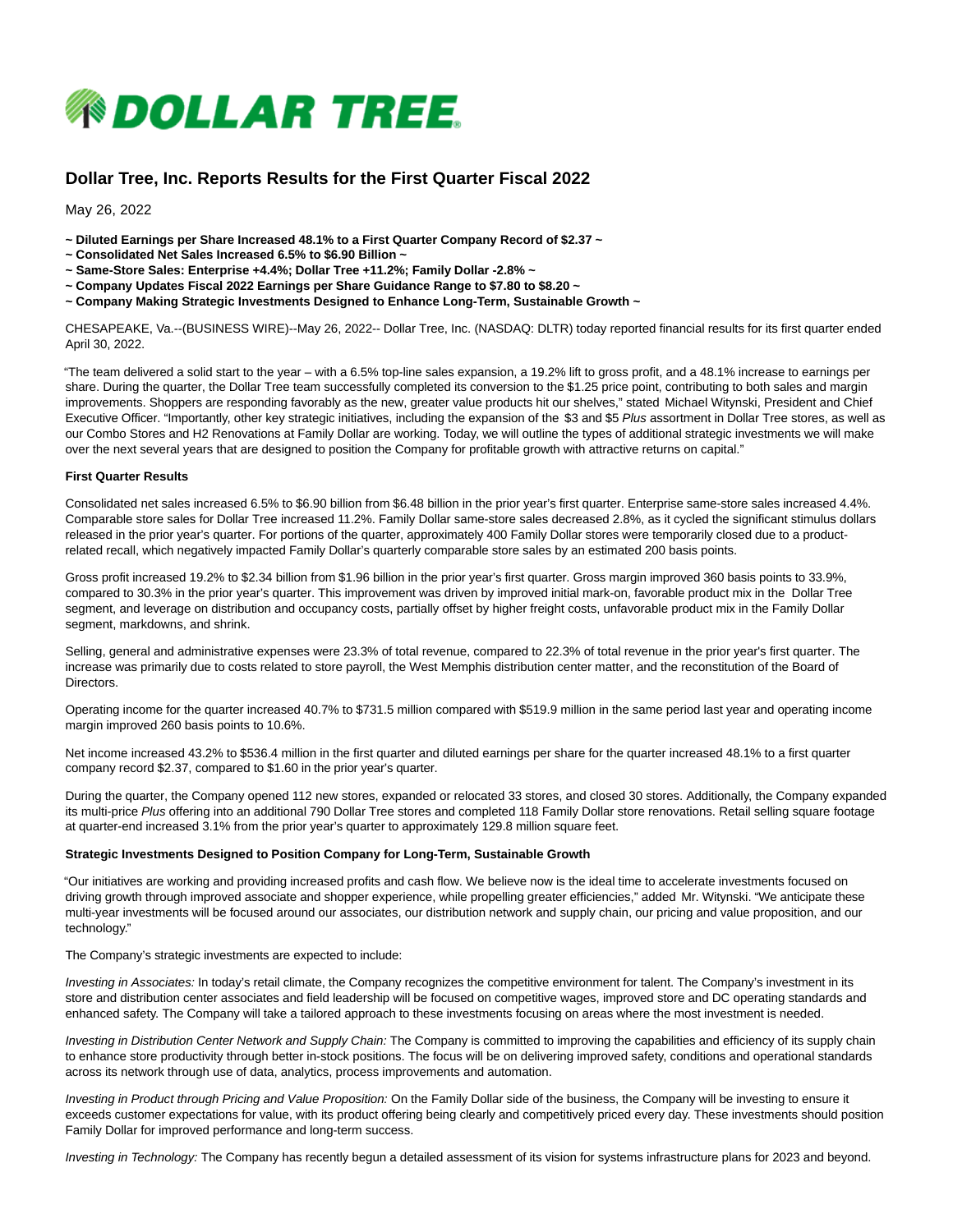DOLLAR TREE

# Dollar Tree, Inc. Reports Results for the First Quarter Fiscal 2022

May 26, 2022

**~ Diluted Earnings per Share Increased 48.1% to a First Quarter Company Record of $2.37 ~**
**~ Consolidated Net Sales Increased 6.5% to $6.90 Billion ~**
**~ Same-Store Sales: Enterprise +4.4%; Dollar Tree +11.2%; Family Dollar -2.8% ~**
**~ Company Updates Fiscal 2022 Earnings per Share Guidance Range to $7.80 to $8.20 ~**
**~ Company Making Strategic Investments Designed to Enhance Long-Term, Sustainable Growth ~**

CHESAPEAKE, Va.--(BUSINESS WIRE)--May 26, 2022-- Dollar Tree, Inc. (NASDAQ: DLTR) today reported financial results for its first quarter ended April 30, 2022.

"The team delivered a solid start to the year – with a 6.5% top-line sales expansion, a 19.2% lift to gross profit, and a 48.1% increase to earnings per share. During the quarter, the Dollar Tree team successfully completed its conversion to the $1.25 price point, contributing to both sales and margin improvements. Shoppers are responding favorably as the new, greater value products hit our shelves," stated Michael Witynski, President and Chief Executive Officer. "Importantly, other key strategic initiatives, including the expansion of the $3 and $5 *Plus* assortment in Dollar Tree stores, as well as our Combo Stores and H2 Renovations at Family Dollar are working. Today, we will outline the types of additional strategic investments we will make over the next several years that are designed to position the Company for profitable growth with attractive returns on capital."

**First Quarter Results**

Consolidated net sales increased 6.5% to $6.90 billion from $6.48 billion in the prior year's first quarter. Enterprise same-store sales increased 4.4%. Comparable store sales for Dollar Tree increased 11.2%. Family Dollar same-store sales decreased 2.8%, as it cycled the significant stimulus dollars released in the prior year's quarter. For portions of the quarter, approximately 400 Family Dollar stores were temporarily closed due to a product-related recall, which negatively impacted Family Dollar's quarterly comparable store sales by an estimated 200 basis points.

Gross profit increased 19.2% to $2.34 billion from $1.96 billion in the prior year's first quarter. Gross margin improved 360 basis points to 33.9%, compared to 30.3% in the prior year's quarter. This improvement was driven by improved initial mark-on, favorable product mix in the Dollar Tree segment, and leverage on distribution and occupancy costs, partially offset by higher freight costs, unfavorable product mix in the Family Dollar segment, markdowns, and shrink.

Selling, general and administrative expenses were 23.3% of total revenue, compared to 22.3% of total revenue in the prior year's first quarter. The increase was primarily due to costs related to store payroll, the West Memphis distribution center matter, and the reconstitution of the Board of Directors.

Operating income for the quarter increased 40.7% to $731.5 million compared with $519.9 million in the same period last year and operating income margin improved 260 basis points to 10.6%.

Net income increased 43.2% to $536.4 million in the first quarter and diluted earnings per share for the quarter increased 48.1% to a first quarter company record $2.37, compared to $1.60 in the prior year's quarter.

During the quarter, the Company opened 112 new stores, expanded or relocated 33 stores, and closed 30 stores. Additionally, the Company expanded its multi-price *Plus* offering into an additional 790 Dollar Tree stores and completed 118 Family Dollar store renovations. Retail selling square footage at quarter-end increased 3.1% from the prior year's quarter to approximately 129.8 million square feet.

**Strategic Investments Designed to Position Company for Long-Term, Sustainable Growth**

"Our initiatives are working and providing increased profits and cash flow. We believe now is the ideal time to accelerate investments focused on driving growth through improved associate and shopper experience, while propelling greater efficiencies," added Mr. Witynski. "We anticipate these multi-year investments will be focused around our associates, our distribution network and supply chain, our pricing and value proposition, and our technology."

The Company's strategic investments are expected to include:

*Investing in Associates:* In today's retail climate, the Company recognizes the competitive environment for talent. The Company's investment in its store and distribution center associates and field leadership will be focused on competitive wages, improved store and DC operating standards and enhanced safety. The Company will take a tailored approach to these investments focusing on areas where the most investment is needed.

*Investing in Distribution Center Network and Supply Chain:* The Company is committed to improving the capabilities and efficiency of its supply chain to enhance store productivity through better in-stock positions. The focus will be on delivering improved safety, conditions and operational standards across its network through use of data, analytics, process improvements and automation.

*Investing in Product through Pricing and Value Proposition:* On the Family Dollar side of the business, the Company will be investing to ensure it exceeds customer expectations for value, with its product offering being clearly and competitively priced every day. These investments should position Family Dollar for improved performance and long-term success.

*Investing in Technology:* The Company has recently begun a detailed assessment of its vision for systems infrastructure plans for 2023 and beyond.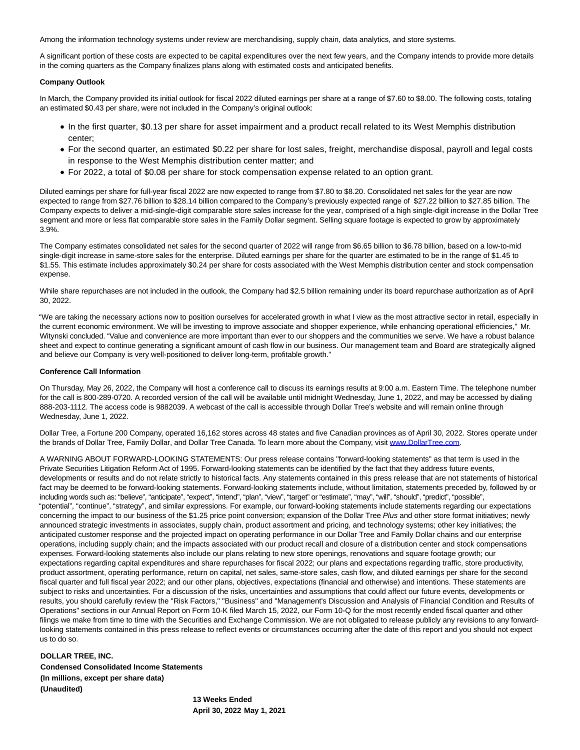Among the information technology systems under review are merchandising, supply chain, data analytics, and store systems.

A significant portion of these costs are expected to be capital expenditures over the next few years, and the Company intends to provide more details in the coming quarters as the Company finalizes plans along with estimated costs and anticipated benefits.

**Company Outlook**

In March, the Company provided its initial outlook for fiscal 2022 diluted earnings per share at a range of $7.60 to $8.00. The following costs, totaling an estimated $0.43 per share, were not included in the Company's original outlook:

- In the first quarter, $0.13 per share for asset impairment and a product recall related to its West Memphis distribution center;
- For the second quarter, an estimated $0.22 per share for lost sales, freight, merchandise disposal, payroll and legal costs in response to the West Memphis distribution center matter; and
- For 2022, a total of $0.08 per share for stock compensation expense related to an option grant.

Diluted earnings per share for full-year fiscal 2022 are now expected to range from $7.80 to $8.20. Consolidated net sales for the year are now expected to range from $27.76 billion to $28.14 billion compared to the Company's previously expected range of $27.22 billion to $27.85 billion. The Company expects to deliver a mid-single-digit comparable store sales increase for the year, comprised of a high single-digit increase in the Dollar Tree segment and more or less flat comparable store sales in the Family Dollar segment. Selling square footage is expected to grow by approximately 3.9%.

The Company estimates consolidated net sales for the second quarter of 2022 will range from $6.65 billion to $6.78 billion, based on a low-to-mid single-digit increase in same-store sales for the enterprise. Diluted earnings per share for the quarter are estimated to be in the range of $1.45 to $1.55. This estimate includes approximately $0.24 per share for costs associated with the West Memphis distribution center and stock compensation expense.

While share repurchases are not included in the outlook, the Company had $2.5 billion remaining under its board repurchase authorization as of April 30, 2022.

"We are taking the necessary actions now to position ourselves for accelerated growth in what I view as the most attractive sector in retail, especially in the current economic environment. We will be investing to improve associate and shopper experience, while enhancing operational efficiencies," Mr. Witynski concluded. "Value and convenience are more important than ever to our shoppers and the communities we serve. We have a robust balance sheet and expect to continue generating a significant amount of cash flow in our business. Our management team and Board are strategically aligned and believe our Company is very well-positioned to deliver long-term, profitable growth."

**Conference Call Information**

On Thursday, May 26, 2022, the Company will host a conference call to discuss its earnings results at 9:00 a.m. Eastern Time. The telephone number for the call is 800-289-0720. A recorded version of the call will be available until midnight Wednesday, June 1, 2022, and may be accessed by dialing 888-203-1112. The access code is 9882039. A webcast of the call is accessible through Dollar Tree's website and will remain online through Wednesday, June 1, 2022.

Dollar Tree, a Fortune 200 Company, operated 16,162 stores across 48 states and five Canadian provinces as of April 30, 2022. Stores operate under the brands of Dollar Tree, Family Dollar, and Dollar Tree Canada. To learn more about the Company, visit www.DollarTree.com.

A WARNING ABOUT FORWARD-LOOKING STATEMENTS: Our press release contains "forward-looking statements" as that term is used in the Private Securities Litigation Reform Act of 1995. Forward-looking statements can be identified by the fact that they address future events, developments or results and do not relate strictly to historical facts. Any statements contained in this press release that are not statements of historical fact may be deemed to be forward-looking statements. Forward-looking statements include, without limitation, statements preceded by, followed by or including words such as: "believe", "anticipate", "expect", "intend", "plan", "view", "target" or "estimate", "may", "will", "should", "predict", "possible", "potential", "continue", "strategy", and similar expressions. For example, our forward-looking statements include statements regarding our expectations concerning the impact to our business of the $1.25 price point conversion; expansion of the Dollar Tree *Plus* and other store format initiatives; newly announced strategic investments in associates, supply chain, product assortment and pricing, and technology systems; other key initiatives; the anticipated customer response and the projected impact on operating performance in our Dollar Tree and Family Dollar chains and our enterprise operations, including supply chain; and the impacts associated with our product recall and closure of a distribution center and stock compensations expenses. Forward-looking statements also include our plans relating to new store openings, renovations and square footage growth; our expectations regarding capital expenditures and share repurchases for fiscal 2022; our plans and expectations regarding traffic, store productivity, product assortment, operating performance, return on capital, net sales, same-store sales, cash flow, and diluted earnings per share for the second fiscal quarter and full fiscal year 2022; and our other plans, objectives, expectations (financial and otherwise) and intentions. These statements are subject to risks and uncertainties. For a discussion of the risks, uncertainties and assumptions that could affect our future events, developments or results, you should carefully review the "Risk Factors," "Business" and "Management's Discussion and Analysis of Financial Condition and Results of Operations" sections in our Annual Report on Form 10-K filed March 15, 2022, our Form 10-Q for the most recently ended fiscal quarter and other filings we make from time to time with the Securities and Exchange Commission. We are not obligated to release publicly any revisions to any forward-looking statements contained in this press release to reflect events or circumstances occurring after the date of this report and you should not expect us to do so.

**DOLLAR TREE, INC.**
**Condensed Consolidated Income Statements**
**(In millions, except per share data)**
**(Unaudited)**

| | 13 Weeks Ended | |
|---|---|---|
| | April 30, 2022 | May 1, 2021 |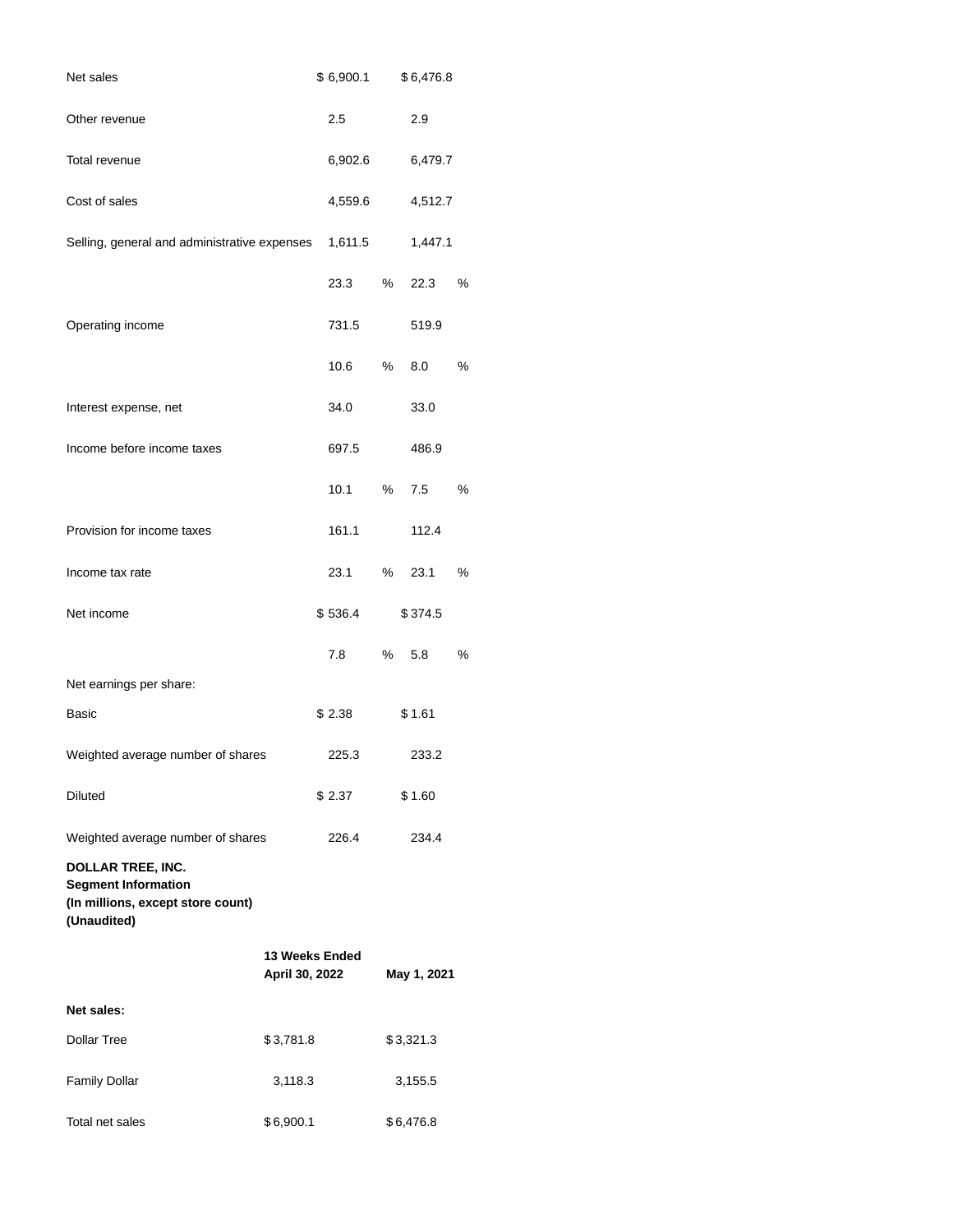| | | | | |
|---|---|---|---|---|
| Net sales | $ 6,900.1 | | $ 6,476.8 | |
| Other revenue | 2.5 | | 2.9 | |
| Total revenue | 6,902.6 | | 6,479.7 | |
| Cost of sales | 4,559.6 | | 4,512.7 | |
| Selling, general and administrative expenses | 1,611.5 | | 1,447.1 | |
| | 23.3 | % | 22.3 | % |
| Operating income | 731.5 | | 519.9 | |
| | 10.6 | % | 8.0 | % |
| Interest expense, net | 34.0 | | 33.0 | |
| Income before income taxes | 697.5 | | 486.9 | |
| | 10.1 | % | 7.5 | % |
| Provision for income taxes | 161.1 | | 112.4 | |
| Income tax rate | 23.1 | % | 23.1 | % |
| Net income | $ 536.4 | | $ 374.5 | |
| | 7.8 | % | 5.8 | % |
| Net earnings per share: | | | | |
| Basic | $ 2.38 | | $ 1.61 | |
| Weighted average number of shares | 225.3 | | 233.2 | |
| Diluted | $ 2.37 | | $ 1.60 | |
| Weighted average number of shares | 226.4 | | 234.4 | |

**DOLLAR TREE, INC.**
**Segment Information**
**(In millions, except store count)**
**(Unaudited)**

| | 13 Weeks Ended | |
|---|---|---|
| | April 30, 2022 | May 1, 2021 |
| **Net sales:** | | |
| Dollar Tree | $ 3,781.8 | $ 3,321.3 |
| Family Dollar | 3,118.3 | 3,155.5 |
| Total net sales | $ 6,900.1 | $ 6,476.8 |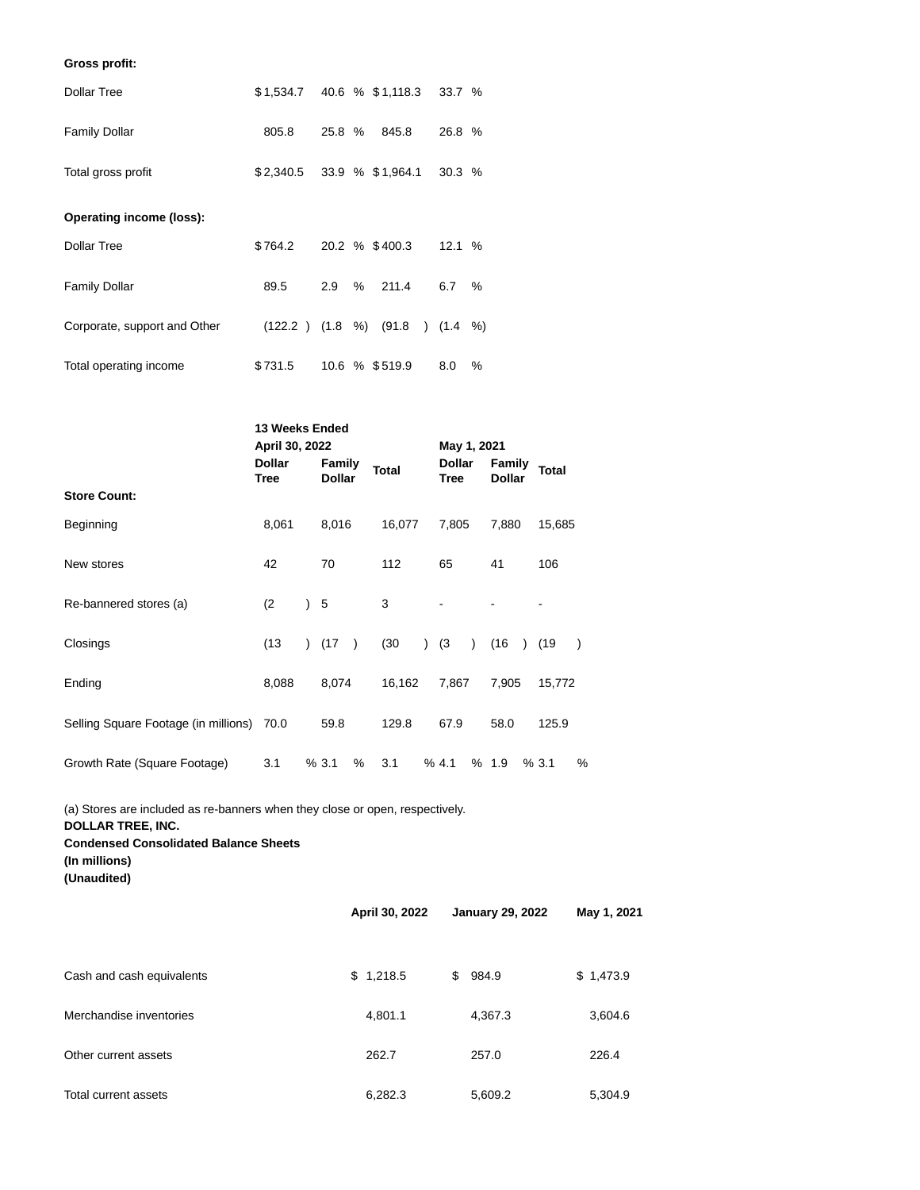| | | | | |
|---|---|---|---|---|
| **Gross profit:** | | | | |
| Dollar Tree | $1,534.7 | 40.6 % | $1,118.3 | 33.7 % |
| Family Dollar | 805.8 | 25.8 % | 845.8 | 26.8 % |
| Total gross profit | $2,340.5 | 33.9 % | $1,964.1 | 30.3 % |
| **Operating income (loss):** | | | | |
| Dollar Tree | $764.2 | 20.2 % | $400.3 | 12.1 % |
| Family Dollar | 89.5 | 2.9 % | 211.4 | 6.7 % |
| Corporate, support and Other | (122.2 ) | (1.8 %) | (91.8 ) | (1.4 %) |
| Total operating income | $731.5 | 10.6 % | $519.9 | 8.0 % |

| | 13 Weeks Ended | | | | | |
|---|---|---|---|---|---|---|
| | April 30, 2022 | | | May 1, 2021 | | |
| **Store Count:** | Dollar Tree | Family Dollar | Total | Dollar Tree | Family Dollar | Total |
| Beginning | 8,061 | 8,016 | 16,077 | 7,805 | 7,880 | 15,685 |
| New stores | 42 | 70 | 112 | 65 | 41 | 106 |
| Re-bannered stores (a) | (2 ) | 5 | 3 | - | - | - |
| Closings | (13 ) | (17 ) | (30 ) | (3 ) | (16 ) | (19 ) |
| Ending | 8,088 | 8,074 | 16,162 | 7,867 | 7,905 | 15,772 |
| Selling Square Footage (in millions) | 70.0 | 59.8 | 129.8 | 67.9 | 58.0 | 125.9 |
| Growth Rate (Square Footage) | 3.1 % | 3.1 % | 3.1 % | 4.1 % | 1.9 % | 3.1 % |

(a) Stores are included as re-banners when they close or open, respectively.

**DOLLAR TREE, INC.**
**Condensed Consolidated Balance Sheets**
**(In millions)**
**(Unaudited)**

| | April 30, 2022 | January 29, 2022 | May 1, 2021 |
|---|---|---|---|
| Cash and cash equivalents | $ 1,218.5 | $ 984.9 | $ 1,473.9 |
| Merchandise inventories | 4,801.1 | 4,367.3 | 3,604.6 |
| Other current assets | 262.7 | 257.0 | 226.4 |
| Total current assets | 6,282.3 | 5,609.2 | 5,304.9 |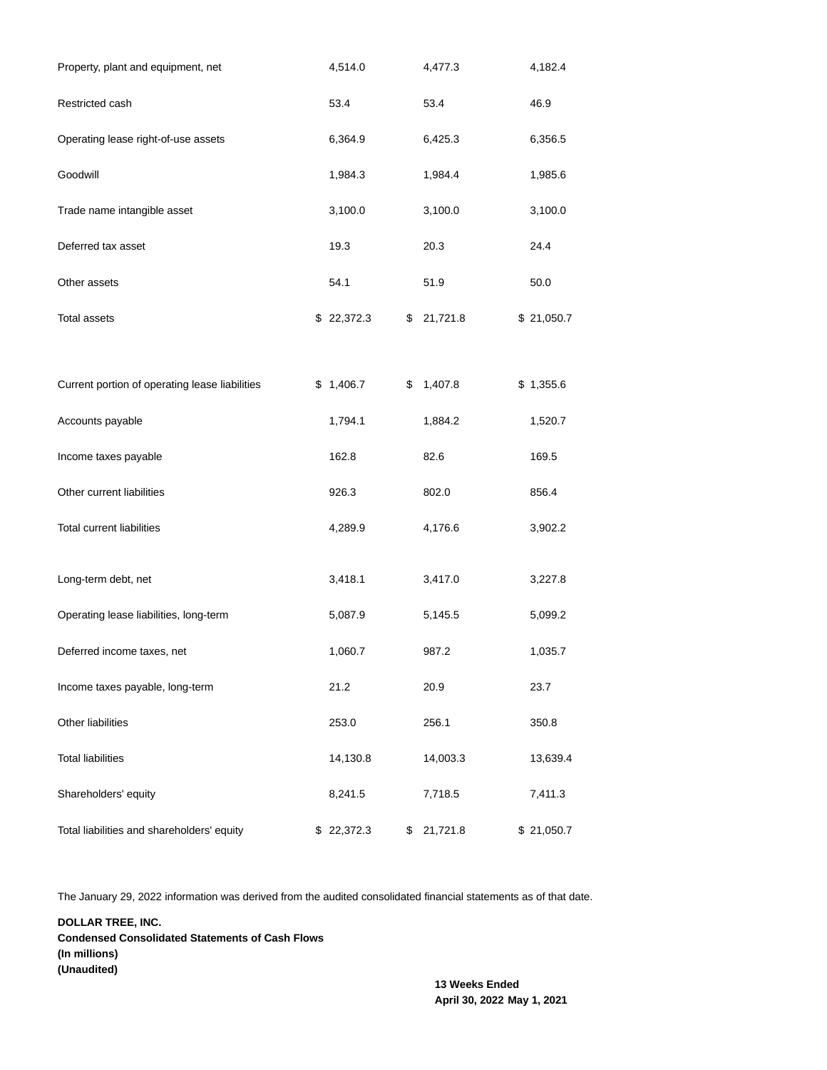| | | | |
|---|---|---|---|
| Property, plant and equipment, net | 4,514.0 | 4,477.3 | 4,182.4 |
| Restricted cash | 53.4 | 53.4 | 46.9 |
| Operating lease right-of-use assets | 6,364.9 | 6,425.3 | 6,356.5 |
| Goodwill | 1,984.3 | 1,984.4 | 1,985.6 |
| Trade name intangible asset | 3,100.0 | 3,100.0 | 3,100.0 |
| Deferred tax asset | 19.3 | 20.3 | 24.4 |
| Other assets | 54.1 | 51.9 | 50.0 |
| Total assets | $ 22,372.3 | $ 21,721.8 | $ 21,050.7 |
| | | | |
| Current portion of operating lease liabilities | $ 1,406.7 | $ 1,407.8 | $ 1,355.6 |
| Accounts payable | 1,794.1 | 1,884.2 | 1,520.7 |
| Income taxes payable | 162.8 | 82.6 | 169.5 |
| Other current liabilities | 926.3 | 802.0 | 856.4 |
| Total current liabilities | 4,289.9 | 4,176.6 | 3,902.2 |
| | | | |
| Long-term debt, net | 3,418.1 | 3,417.0 | 3,227.8 |
| Operating lease liabilities, long-term | 5,087.9 | 5,145.5 | 5,099.2 |
| Deferred income taxes, net | 1,060.7 | 987.2 | 1,035.7 |
| Income taxes payable, long-term | 21.2 | 20.9 | 23.7 |
| Other liabilities | 253.0 | 256.1 | 350.8 |
| Total liabilities | 14,130.8 | 14,003.3 | 13,639.4 |
| Shareholders' equity | 8,241.5 | 7,718.5 | 7,411.3 |
| Total liabilities and shareholders' equity | $ 22,372.3 | $ 21,721.8 | $ 21,050.7 |

The January 29, 2022 information was derived from the audited consolidated financial statements as of that date.

**DOLLAR TREE, INC.**
**Condensed Consolidated Statements of Cash Flows**
**(In millions)**
**(Unaudited)**

| | 13 Weeks Ended | |
|---|---|---|
| | **April 30, 2022** | **May 1, 2021** |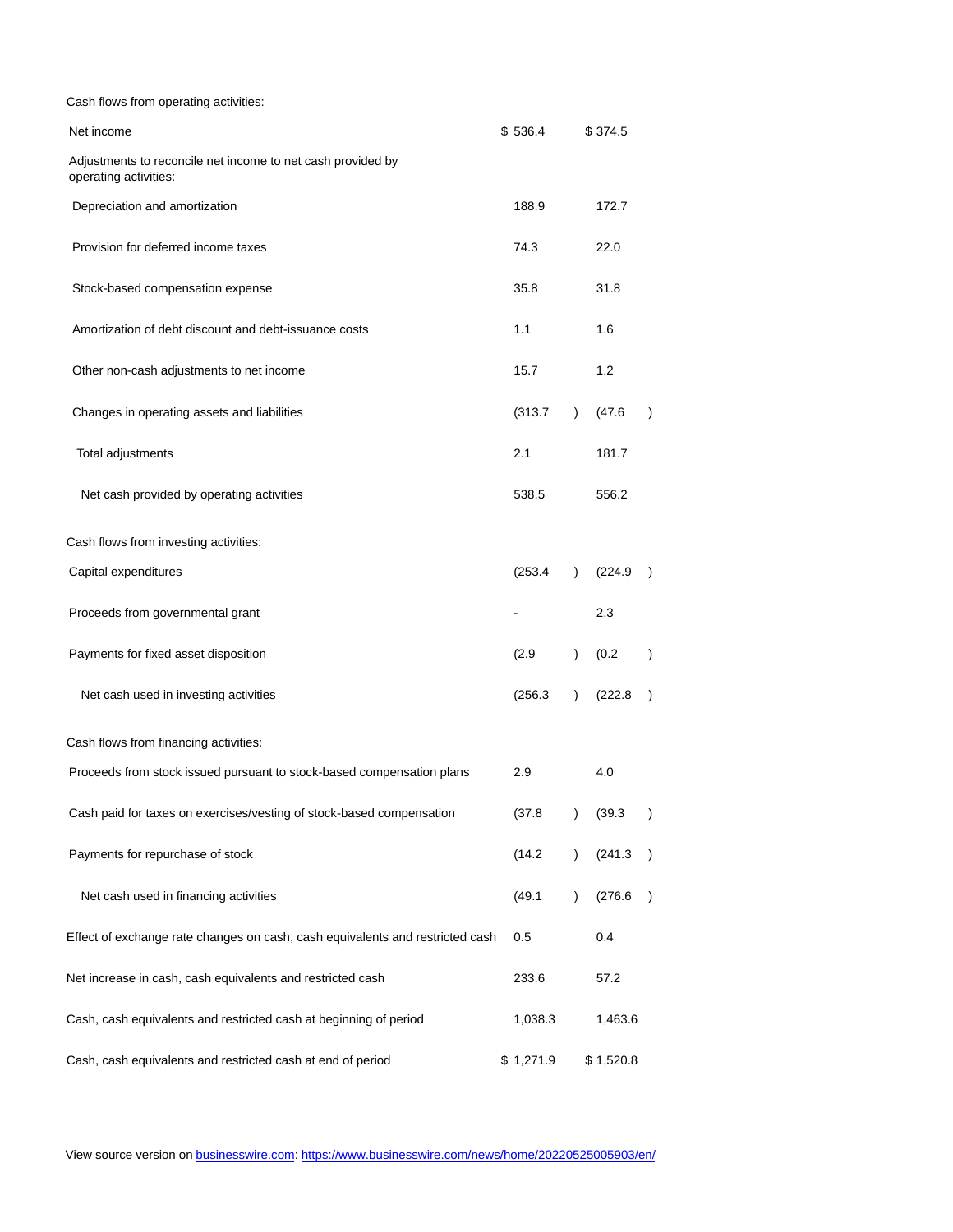| | | |
|---|---|---|
| Cash flows from operating activities: | | |
| Net income | $ 536.4 | $ 374.5 |
| Adjustments to reconcile net income to net cash provided by operating activities: | | |
| Depreciation and amortization | 188.9 | 172.7 |
| Provision for deferred income taxes | 74.3 | 22.0 |
| Stock-based compensation expense | 35.8 | 31.8 |
| Amortization of debt discount and debt-issuance costs | 1.1 | 1.6 |
| Other non-cash adjustments to net income | 15.7 | 1.2 |
| Changes in operating assets and liabilities | (313.7 ) | (47.6 ) |
| Total adjustments | 2.1 | 181.7 |
| Net cash provided by operating activities | 538.5 | 556.2 |
| Cash flows from investing activities: | | |
| Capital expenditures | (253.4 ) | (224.9 ) |
| Proceeds from governmental grant | - | 2.3 |
| Payments for fixed asset disposition | (2.9 ) | (0.2 ) |
| Net cash used in investing activities | (256.3 ) | (222.8 ) |
| Cash flows from financing activities: | | |
| Proceeds from stock issued pursuant to stock-based compensation plans | 2.9 | 4.0 |
| Cash paid for taxes on exercises/vesting of stock-based compensation | (37.8 ) | (39.3 ) |
| Payments for repurchase of stock | (14.2 ) | (241.3 ) |
| Net cash used in financing activities | (49.1 ) | (276.6 ) |
| Effect of exchange rate changes on cash, cash equivalents and restricted cash | 0.5 | 0.4 |
| Net increase in cash, cash equivalents and restricted cash | 233.6 | 57.2 |
| Cash, cash equivalents and restricted cash at beginning of period | 1,038.3 | 1,463.6 |
| Cash, cash equivalents and restricted cash at end of period | $ 1,271.9 | $ 1,520.8 |

View source version on businesswire.com: https://www.businesswire.com/news/home/20220525005903/en/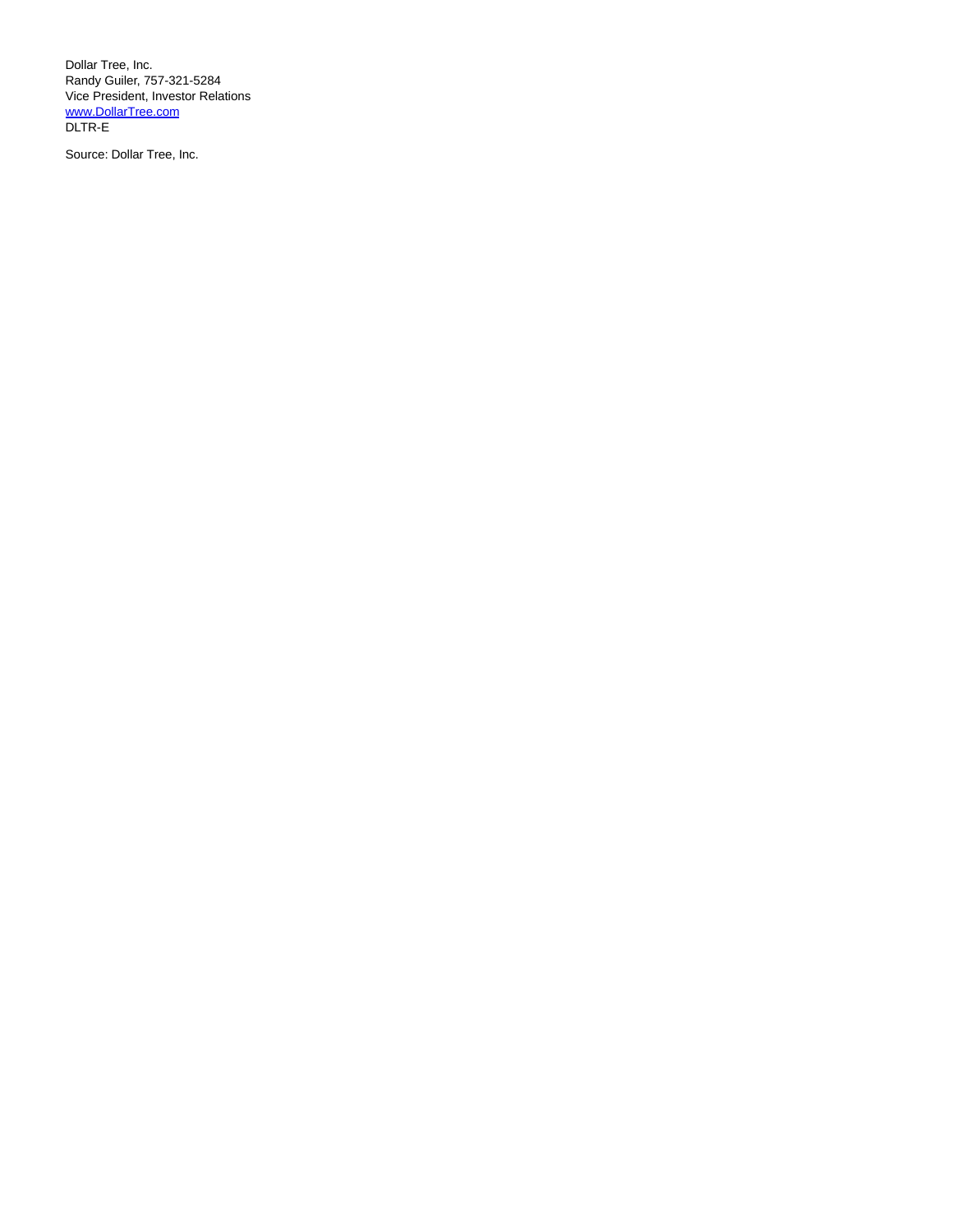Dollar Tree, Inc.
Randy Guiler, 757-321-5284
Vice President, Investor Relations
[www.DollarTree.com](http://www.DollarTree.com)
DLTR-E

Source: Dollar Tree, Inc.